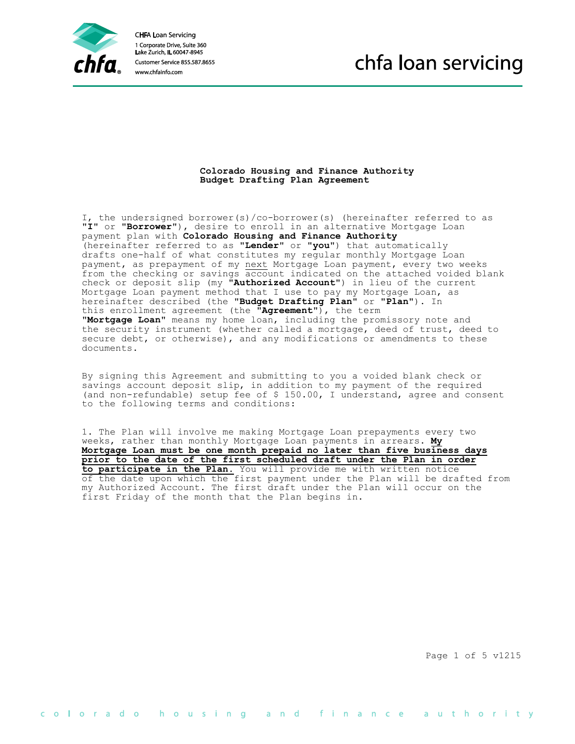CHFA Loan Servicing
1 Corporate Drive, Suite 360
Lake Zurich, IL 60047-8945
Customer Service 855.587.8655
www.chfainfo.com

chfa loan servicing

# Colorado Housing and Finance Authority Budget Drafting Plan Agreement

I, the undersigned borrower(s)/co-borrower(s) (hereinafter referred to as **"I"** or **"Borrower"**), desire to enroll in an alternative Mortgage Loan payment plan with **Colorado Housing and Finance Authority** (hereinafter referred to as **"Lender"** or **"you"**) that automatically drafts one-half of what constitutes my regular monthly Mortgage Loan payment, as prepayment of my next Mortgage Loan payment, every two weeks from the checking or savings account indicated on the attached voided blank check or deposit slip (my **"Authorized Account"**) in lieu of the current Mortgage Loan payment method that I use to pay my Mortgage Loan, as hereinafter described (the **"Budget Drafting Plan"** or **"Plan"**). In this enrollment agreement (the **"Agreement"**), the term **"Mortgage Loan"** means my home loan, including the promissory note and the security instrument (whether called a mortgage, deed of trust, deed to secure debt, or otherwise), and any modifications or amendments to these documents.

By signing this Agreement and submitting to you a voided blank check or savings account deposit slip, in addition to my payment of the required (and non-refundable) setup fee of $ 150.00, I understand, agree and consent to the following terms and conditions:

1. The Plan will involve me making Mortgage Loan prepayments every two weeks, rather than monthly Mortgage Loan payments in arrears. **My Mortgage Loan must be one month prepaid no later than five business days prior to the date of the first scheduled draft under the Plan in order to participate in the Plan.** You will provide me with written notice of the date upon which the first payment under the Plan will be drafted from my Authorized Account. The first draft under the Plan will occur on the first Friday of the month that the Plan begins in.

v1215

colorado housing and finance authority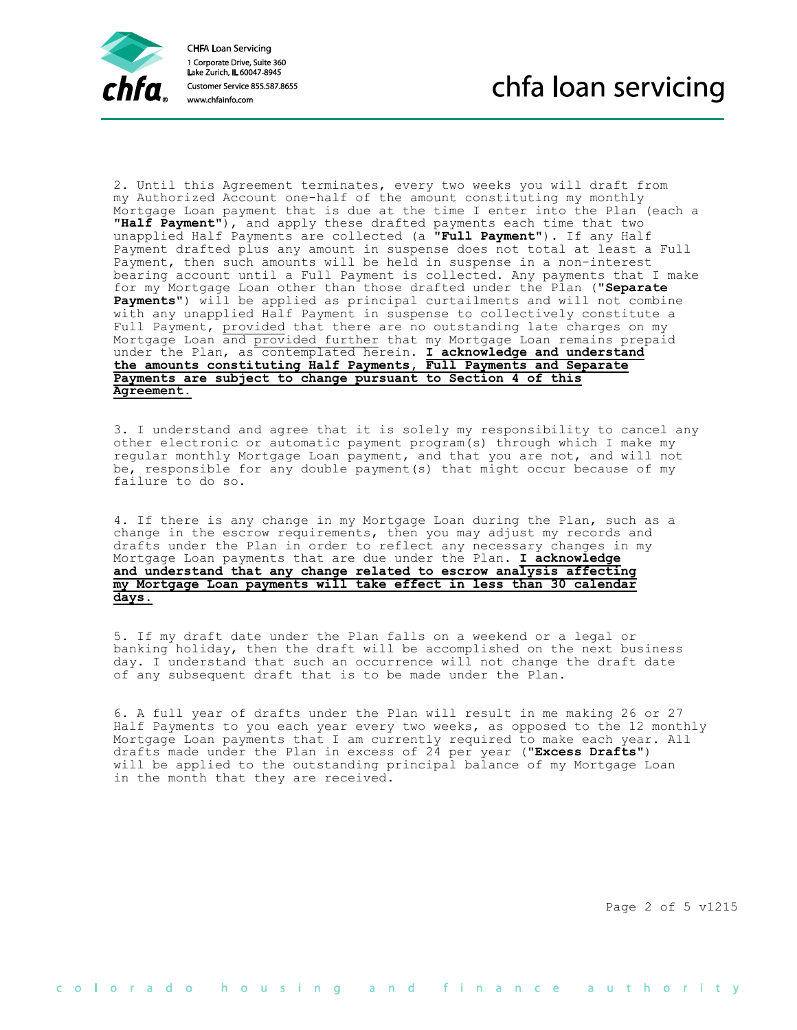2. Until this Agreement terminates, every two weeks you will draft from my Authorized Account one-half of the amount constituting my monthly Mortgage Loan payment that is due at the time I enter into the Plan (each a **"Half Payment"**), and apply these drafted payments each time that two unapplied Half Payments are collected (a **"Full Payment"**). If any Half Payment drafted plus any amount in suspense does not total at least a Full Payment, then such amounts will be held in suspense in a non-interest bearing account until a Full Payment is collected. Any payments that I make for my Mortgage Loan other than those drafted under the Plan (**"Separate Payments"**) will be applied as principal curtailments and will not combine with any unapplied Half Payment in suspense to collectively constitute a Full Payment, provided that there are no outstanding late charges on my Mortgage Loan and provided further that my Mortgage Loan remains prepaid under the Plan, as contemplated herein. **I acknowledge and understand the amounts constituting Half Payments, Full Payments and Separate Payments are subject to change pursuant to Section 4 of this Agreement.**

3. I understand and agree that it is solely my responsibility to cancel any other electronic or automatic payment program(s) through which I make my regular monthly Mortgage Loan payment, and that you are not, and will not be, responsible for any double payment(s) that might occur because of my failure to do so.

4. If there is any change in my Mortgage Loan during the Plan, such as a change in the escrow requirements, then you may adjust my records and drafts under the Plan in order to reflect any necessary changes in my Mortgage Loan payments that are due under the Plan. **I acknowledge and understand that any change related to escrow analysis affecting my Mortgage Loan payments will take effect in less than 30 calendar days.**

5. If my draft date under the Plan falls on a weekend or a legal or banking holiday, then the draft will be accomplished on the next business day. I understand that such an occurrence will not change the draft date of any subsequent draft that is to be made under the Plan.

6. A full year of drafts under the Plan will result in me making 26 or 27 Half Payments to you each year every two weeks, as opposed to the 12 monthly Mortgage Loan payments that I am currently required to make each year. All drafts made under the Plan in excess of 24 per year (**"Excess Drafts"**) will be applied to the outstanding principal balance of my Mortgage Loan in the month that they are received.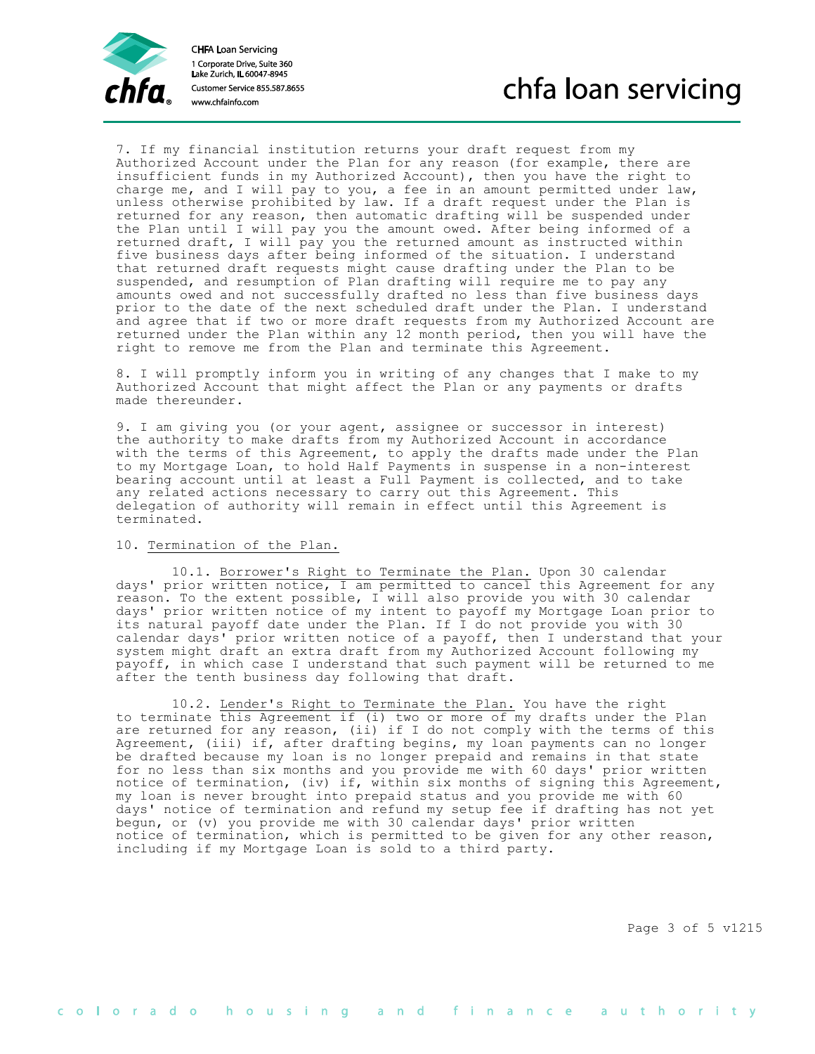7. If my financial institution returns your draft request from my Authorized Account under the Plan for any reason (for example, there are insufficient funds in my Authorized Account), then you have the right to charge me, and I will pay to you, a fee in an amount permitted under law, unless otherwise prohibited by law. If a draft request under the Plan is returned for any reason, then automatic drafting will be suspended under the Plan until I will pay you the amount owed. After being informed of a returned draft, I will pay you the returned amount as instructed within five business days after being informed of the situation. I understand that returned draft requests might cause drafting under the Plan to be suspended, and resumption of Plan drafting will require me to pay any amounts owed and not successfully drafted no less than five business days prior to the date of the next scheduled draft under the Plan. I understand and agree that if two or more draft requests from my Authorized Account are returned under the Plan within any 12 month period, then you will have the right to remove me from the Plan and terminate this Agreement.

8. I will promptly inform you in writing of any changes that I make to my Authorized Account that might affect the Plan or any payments or drafts made thereunder.

9. I am giving you (or your agent, assignee or successor in interest) the authority to make drafts from my Authorized Account in accordance with the terms of this Agreement, to apply the drafts made under the Plan to my Mortgage Loan, to hold Half Payments in suspense in a non-interest bearing account until at least a Full Payment is collected, and to take any related actions necessary to carry out this Agreement. This delegation of authority will remain in effect until this Agreement is terminated.

10. Termination of the Plan.

10.1. Borrower's Right to Terminate the Plan. Upon 30 calendar days' prior written notice, I am permitted to cancel this Agreement for any reason. To the extent possible, I will also provide you with 30 calendar days' prior written notice of my intent to payoff my Mortgage Loan prior to its natural payoff date under the Plan. If I do not provide you with 30 calendar days' prior written notice of a payoff, then I understand that your system might draft an extra draft from my Authorized Account following my payoff, in which case I understand that such payment will be returned to me after the tenth business day following that draft.

10.2. Lender's Right to Terminate the Plan. You have the right to terminate this Agreement if (i) two or more of my drafts under the Plan are returned for any reason, (ii) if I do not comply with the terms of this Agreement, (iii) if, after drafting begins, my loan payments can no longer be drafted because my loan is no longer prepaid and remains in that state for no less than six months and you provide me with 60 days' prior written notice of termination, (iv) if, within six months of signing this Agreement, my loan is never brought into prepaid status and you provide me with 60 days' notice of termination and refund my setup fee if drafting has not yet begun, or (v) you provide me with 30 calendar days' prior written notice of termination, which is permitted to be given for any other reason, including if my Mortgage Loan is sold to a third party.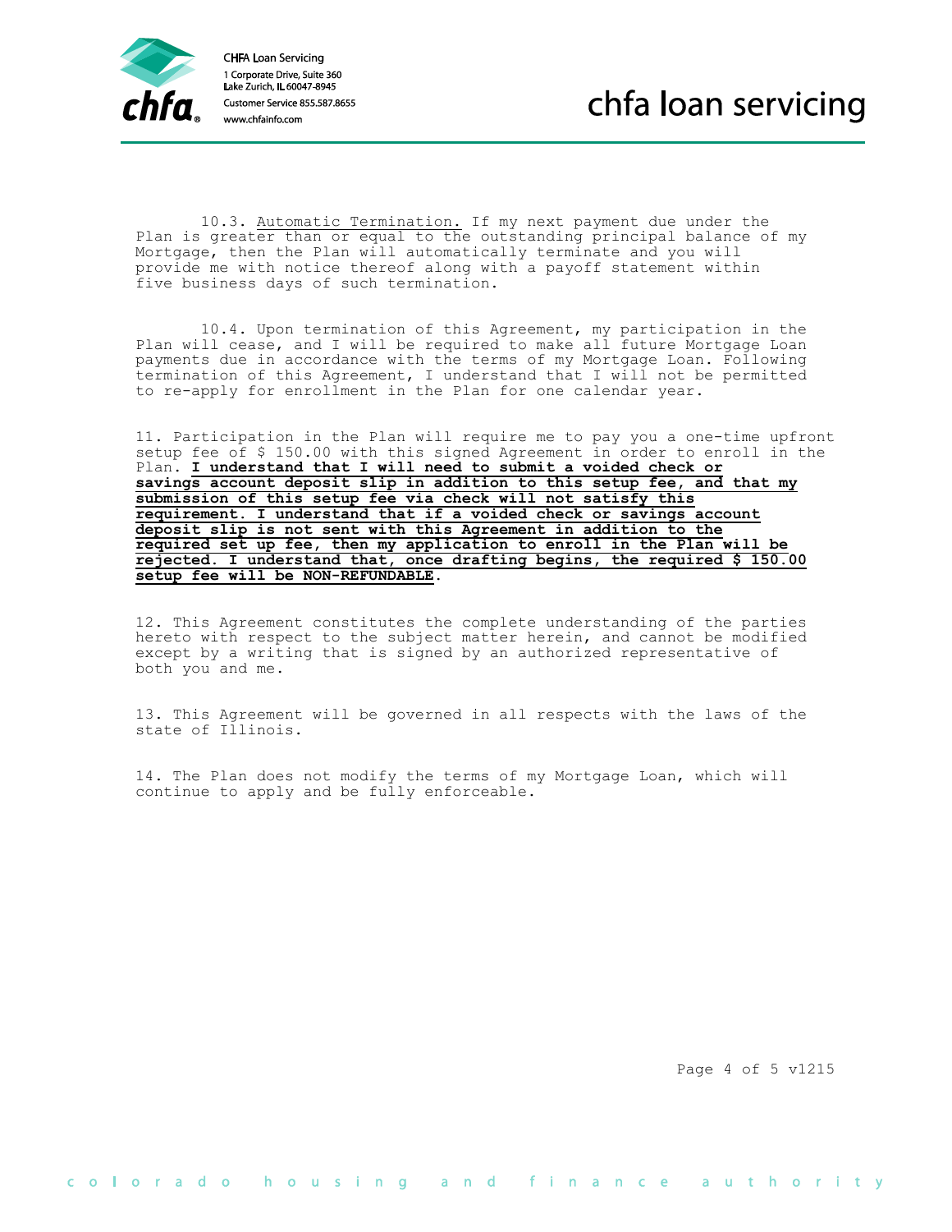10.3. Automatic Termination. If my next payment due under the Plan is greater than or equal to the outstanding principal balance of my Mortgage, then the Plan will automatically terminate and you will provide me with notice thereof along with a payoff statement within five business days of such termination.

10.4. Upon termination of this Agreement, my participation in the Plan will cease, and I will be required to make all future Mortgage Loan payments due in accordance with the terms of my Mortgage Loan. Following termination of this Agreement, I understand that I will not be permitted to re-apply for enrollment in the Plan for one calendar year.

11. Participation in the Plan will require me to pay you a one-time upfront setup fee of $ 150.00 with this signed Agreement in order to enroll in the Plan. **I understand that I will need to submit a voided check or savings account deposit slip in addition to this setup fee, and that my submission of this setup fee via check will not satisfy this requirement. I understand that if a voided check or savings account deposit slip is not sent with this Agreement in addition to the required set up fee, then my application to enroll in the Plan will be rejected. I understand that, once drafting begins, the required $ 150.00 setup fee will be NON-REFUNDABLE**.

12. This Agreement constitutes the complete understanding of the parties hereto with respect to the subject matter herein, and cannot be modified except by a writing that is signed by an authorized representative of both you and me.

13. This Agreement will be governed in all respects with the laws of the state of Illinois.

14. The Plan does not modify the terms of my Mortgage Loan, which will continue to apply and be fully enforceable.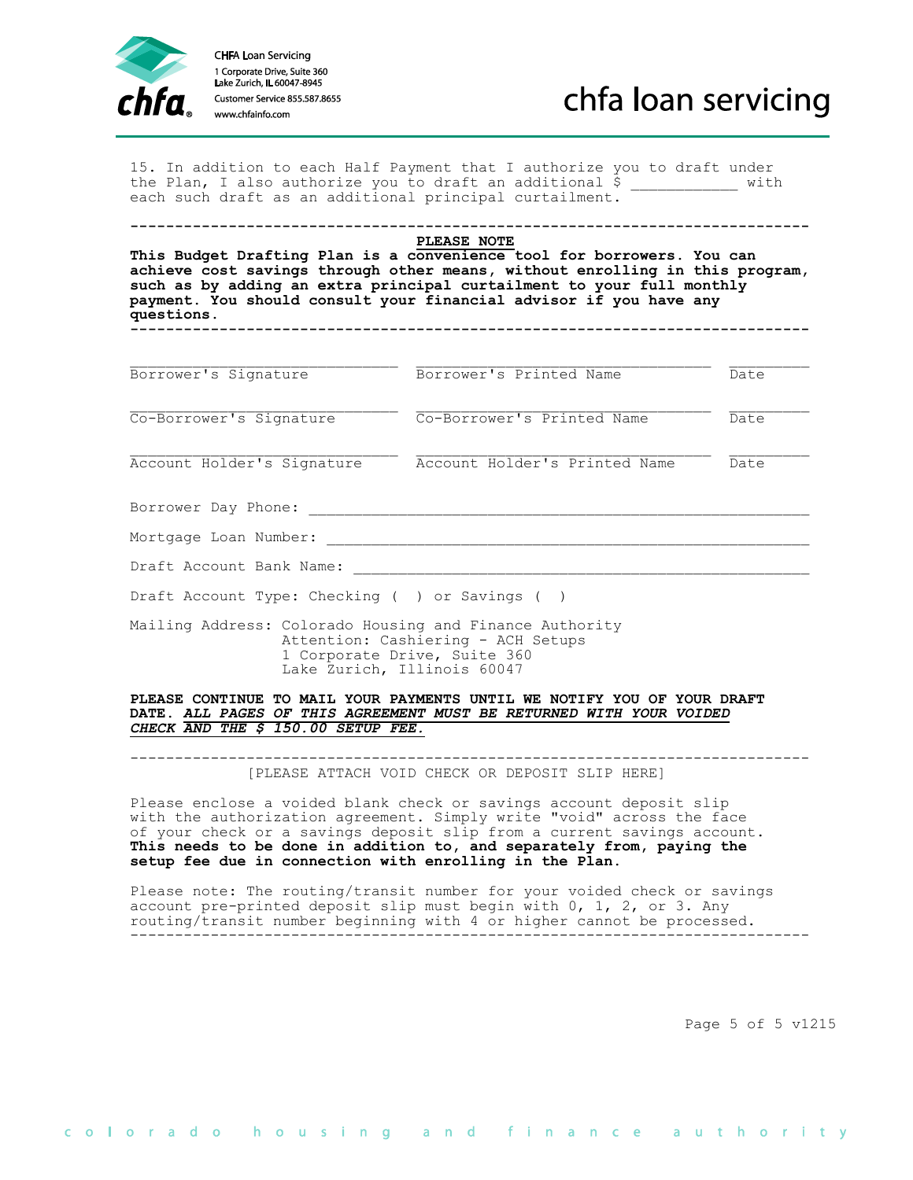CHFA Loan Servicing
1 Corporate Drive, Suite 360
Lake Zurich, IL 60047-8945
Customer Service 855.587.8655
www.chfainfo.com

chfa loan servicing

15. In addition to each Half Payment that I authorize you to draft under the Plan, I also authorize you to draft an additional $ ____________ with each such draft as an additional principal curtailment.

---

**PLEASE NOTE**

**This Budget Drafting Plan is a convenience tool for borrowers. You can achieve cost savings through other means, without enrolling in this program, such as by adding an extra principal curtailment to your full monthly payment. You should consult your financial advisor if you have any questions.**

---

| | | |
|---|---|---|
| ______________________________ Borrower's Signature | ______________________________ Borrower's Printed Name | ________ Date |
| ______________________________ Co-Borrower's Signature | ______________________________ Co-Borrower's Printed Name | ________ Date |
| ______________________________ Account Holder's Signature | ______________________________ Account Holder's Printed Name | ________ Date |

Borrower Day Phone: ____________________________________________________

Mortgage Loan Number: __________________________________________________

Draft Account Bank Name: _______________________________________________

Draft Account Type: Checking ( ) or Savings ( )

Mailing Address: Colorado Housing and Finance Authority
Attention: Cashiering - ACH Setups
1 Corporate Drive, Suite 360
Lake Zurich, Illinois 60047

**PLEASE CONTINUE TO MAIL YOUR PAYMENTS UNTIL WE NOTIFY YOU OF YOUR DRAFT DATE. *ALL PAGES OF THIS AGREEMENT MUST BE RETURNED WITH YOUR VOIDED CHECK AND THE $ 150.00 SETUP FEE.***

---

[PLEASE ATTACH VOID CHECK OR DEPOSIT SLIP HERE]

Please enclose a voided blank check or savings account deposit slip with the authorization agreement. Simply write "void" across the face of your check or a savings deposit slip from a current savings account. **This needs to be done in addition to, and separately from, paying the setup fee due in connection with enrolling in the Plan.**

Please note: The routing/transit number for your voided check or savings account pre-printed deposit slip must begin with 0, 1, 2, or 3. Any routing/transit number beginning with 4 or higher cannot be processed.

---

colorado housing and finance authority